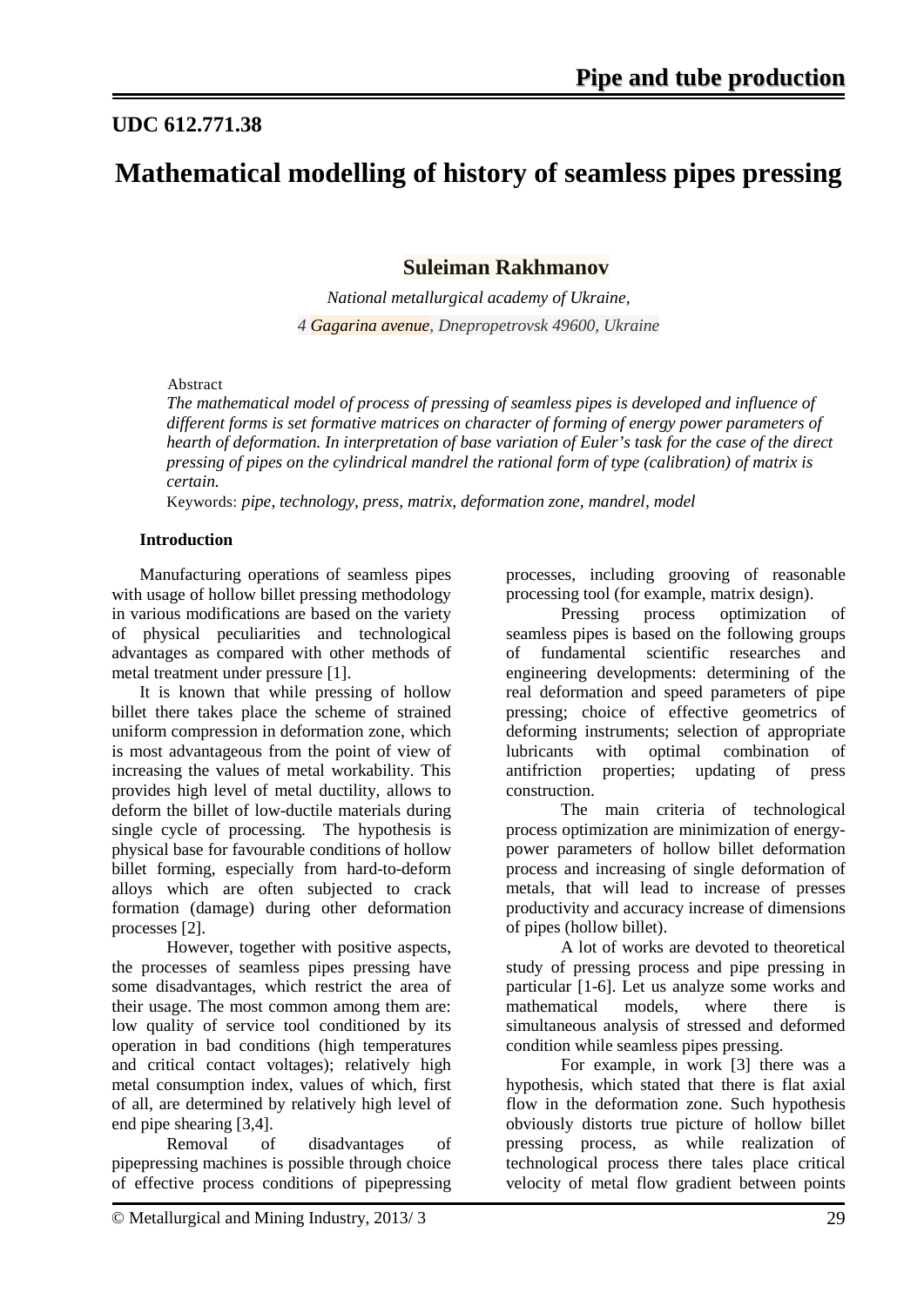UDC 612.771.38

# Mathematical modelling of history of seamless pipes pressing

**Suleiman Rakhmanov**

*National metallurgical academy of Ukraine,*
*4 Gagarina avenue, Dnepropetrovsk 49600, Ukraine*

Abstract

*The mathematical model of process of pressing of seamless pipes is developed and influence of different forms is set formative matrices on character of forming of energy power parameters of hearth of deformation. In interpretation of base variation of Euler's task for the case of the direct pressing of pipes on the cylindrical mandrel the rational form of type (calibration) of matrix is certain.*

Keywords: *pipe, technology, press, matrix, deformation zone, mandrel, model*

## Introduction

Manufacturing operations of seamless pipes with usage of hollow billet pressing methodology in various modifications are based on the variety of physical peculiarities and technological advantages as compared with other methods of metal treatment under pressure [1].

It is known that while pressing of hollow billet there takes place the scheme of strained uniform compression in deformation zone, which is most advantageous from the point of view of increasing the values of metal workability. This provides high level of metal ductility, allows to deform the billet of low-ductile materials during single cycle of processing. The hypothesis is physical base for favourable conditions of hollow billet forming, especially from hard-to-deform alloys which are often subjected to crack formation (damage) during other deformation processes [2].

However, together with positive aspects, the processes of seamless pipes pressing have some disadvantages, which restrict the area of their usage. The most common among them are: low quality of service tool conditioned by its operation in bad conditions (high temperatures and critical contact voltages); relatively high metal consumption index, values of which, first of all, are determined by relatively high level of end pipe shearing [3,4].

Removal of disadvantages of pipepressing machines is possible through choice of effective process conditions of pipepressing processes, including grooving of reasonable processing tool (for example, matrix design).

Pressing process optimization of seamless pipes is based on the following groups of fundamental scientific researches and engineering developments: determining of the real deformation and speed parameters of pipe pressing; choice of effective geometrics of deforming instruments; selection of appropriate lubricants with optimal combination of antifriction properties; updating of press construction.

The main criteria of technological process optimization are minimization of energy-power parameters of hollow billet deformation process and increasing of single deformation of metals, that will lead to increase of presses productivity and accuracy increase of dimensions of pipes (hollow billet).

A lot of works are devoted to theoretical study of pressing process and pipe pressing in particular [1-6]. Let us analyze some works and mathematical models, where there is simultaneous analysis of stressed and deformed condition while seamless pipes pressing.

For example, in work [3] there was a hypothesis, which stated that there is flat axial flow in the deformation zone. Such hypothesis obviously distorts true picture of hollow billet pressing process, as while realization of technological process there tales place critical velocity of metal flow gradient between points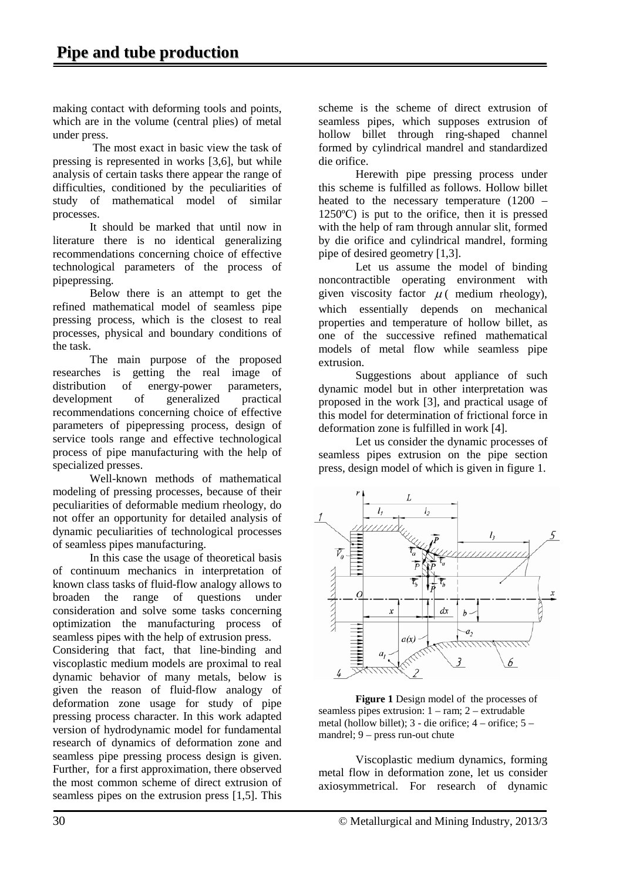making contact with deforming tools and points, which are in the volume (central plies) of metal under press.

The most exact in basic view the task of pressing is represented in works [3,6], but while analysis of certain tasks there appear the range of difficulties, conditioned by the peculiarities of study of mathematical model of similar processes.

It should be marked that until now in literature there is no identical generalizing recommendations concerning choice of effective technological parameters of the process of pipepressing.

Below there is an attempt to get the refined mathematical model of seamless pipe pressing process, which is the closest to real processes, physical and boundary conditions of the task.

The main purpose of the proposed researches is getting the real image of distribution of energy-power parameters, development of generalized practical recommendations concerning choice of effective parameters of pipepressing process, design of service tools range and effective technological process of pipe manufacturing with the help of specialized presses.

Well-known methods of mathematical modeling of pressing processes, because of their peculiarities of deformable medium rheology, do not offer an opportunity for detailed analysis of dynamic peculiarities of technological processes of seamless pipes manufacturing.

In this case the usage of theoretical basis of continuum mechanics in interpretation of known class tasks of fluid-flow analogy allows to broaden the range of questions under consideration and solve some tasks concerning optimization the manufacturing process of seamless pipes with the help of extrusion press.

Considering that fact, that line-binding and viscoplastic medium models are proximal to real dynamic behavior of many metals, below is given the reason of fluid-flow analogy of deformation zone usage for study of pipe pressing process character. In this work adapted version of hydrodynamic model for fundamental research of dynamics of deformation zone and seamless pipe pressing process design is given. Further, for a first approximation, there observed the most common scheme of direct extrusion of seamless pipes on the extrusion press [1,5]. This scheme is the scheme of direct extrusion of seamless pipes, which supposes extrusion of hollow billet through ring-shaped channel formed by cylindrical mandrel and standardized die orifice.

Herewith pipe pressing process under this scheme is fulfilled as follows. Hollow billet heated to the necessary temperature (1200 – 1250ºC) is put to the orifice, then it is pressed with the help of ram through annular slit, formed by die orifice and cylindrical mandrel, forming pipe of desired geometry [1,3].

Let us assume the model of binding noncontractible operating environment with given viscosity factor $\mu$ ( medium rheology), which essentially depends on mechanical properties and temperature of hollow billet, as one of the successive refined mathematical models of metal flow while seamless pipe extrusion.

Suggestions about appliance of such dynamic model but in other interpretation was proposed in the work [3], and practical usage of this model for determination of frictional force in deformation zone is fulfilled in work [4].

Let us consider the dynamic processes of seamless pipes extrusion on the pipe section press, design model of which is given in figure 1.

**Figure 1** Design model of the processes of seamless pipes extrusion: 1 – ram; 2 – extrudable metal (hollow billet); 3 - die orifice; 4 – orifice; 5 – mandrel; 9 – press run-out chute

Viscoplastic medium dynamics, forming metal flow in deformation zone, let us consider axiosymmetrical. For research of dynamic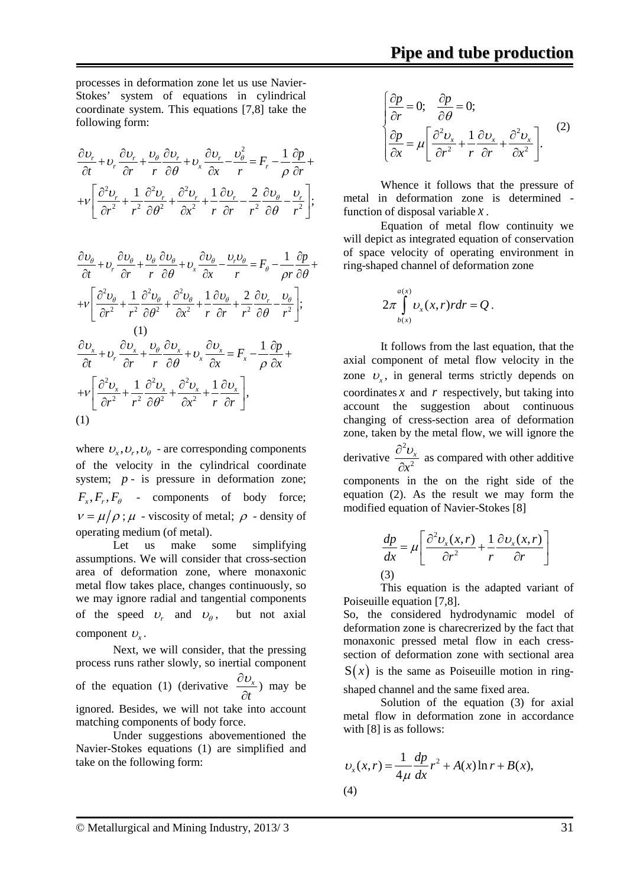processes in deformation zone let us use Navier-Stokes' system of equations in cylindrical coordinate system. This equations [7,8] take the following form:

$$\frac{\partial \upsilon_r}{\partial t} + \upsilon_r \frac{\partial \upsilon_r}{\partial r} + \frac{\upsilon_\theta}{r}\frac{\partial \upsilon_r}{\partial \theta} + \upsilon_x \frac{\partial \upsilon_r}{\partial x} - \frac{\upsilon_\theta^2}{r} = F_r - \frac{1}{\rho}\frac{\partial p}{\partial r} +$$
$$+\nu\left[\frac{\partial^2 \upsilon_r}{\partial r^2} + \frac{1}{r^2}\frac{\partial^2 \upsilon_r}{\partial \theta^2} + \frac{\partial^2 \upsilon_r}{\partial x^2} + \frac{1}{r}\frac{\partial \upsilon_r}{\partial r} - \frac{2}{r^2}\frac{\partial \upsilon_\theta}{\partial \theta} - \frac{\upsilon_r}{r^2}\right];$$

$$\frac{\partial \upsilon_\theta}{\partial t} + \upsilon_r \frac{\partial \upsilon_\theta}{\partial r} + \frac{\upsilon_\theta}{r}\frac{\partial \upsilon_\theta}{\partial \theta} + \upsilon_x \frac{\partial \upsilon_\theta}{\partial x} - \frac{\upsilon_r \upsilon_\theta}{r} = F_\theta - \frac{1}{\rho r}\frac{\partial p}{\partial \theta} +$$
$$+\nu\left[\frac{\partial^2 \upsilon_\theta}{\partial r^2} + \frac{1}{r^2}\frac{\partial^2 \upsilon_\theta}{\partial \theta^2} + \frac{\partial^2 \upsilon_\theta}{\partial x^2} + \frac{1}{r}\frac{\partial \upsilon_\theta}{\partial r} + \frac{2}{r^2}\frac{\partial \upsilon_r}{\partial \theta} - \frac{\upsilon_\theta}{r^2}\right];$$
(1)
$$\frac{\partial \upsilon_x}{\partial t} + \upsilon_r \frac{\partial \upsilon_x}{\partial r} + \frac{\upsilon_\theta}{r}\frac{\partial \upsilon_x}{\partial \theta} + \upsilon_x \frac{\partial \upsilon_x}{\partial x} = F_x - \frac{1}{\rho}\frac{\partial p}{\partial x} +$$
$$+\nu\left[\frac{\partial^2 \upsilon_x}{\partial r^2} + \frac{1}{r^2}\frac{\partial^2 \upsilon_x}{\partial \theta^2} + \frac{\partial^2 \upsilon_x}{\partial x^2} + \frac{1}{r}\frac{\partial \upsilon_x}{\partial r}\right],$$
(1)

where $\upsilon_x, \upsilon_r, \upsilon_\theta$ - are corresponding components of the velocity in the cylindrical coordinate system; $p$ - is pressure in deformation zone; $F_x, F_r, F_\theta$ - components of body force; $\nu = \mu/\rho$; $\mu$ - viscosity of metal; $\rho$ - density of operating medium (of metal).

Let us make some simplifying assumptions. We will consider that cross-section area of deformation zone, where monaxonic metal flow takes place, changes continuously, so we may ignore radial and tangential components of the speed $\upsilon_r$ and $\upsilon_\theta$, but not axial component $\upsilon_x$.

Next, we will consider, that the pressing process runs rather slowly, so inertial component of the equation (1) (derivative $\frac{\partial \upsilon_x}{\partial t}$) may be ignored. Besides, we will not take into account matching components of body force.

Under suggestions abovementioned the Navier-Stokes equations (1) are simplified and take on the following form:

$$\begin{cases} \dfrac{\partial p}{\partial r} = 0; \quad \dfrac{\partial p}{\partial \theta} = 0; \\ \dfrac{\partial p}{\partial x} = \mu\left[\dfrac{\partial^2 \upsilon_x}{\partial r^2} + \dfrac{1}{r}\dfrac{\partial \upsilon_x}{\partial r} + \dfrac{\partial^2 \upsilon_x}{\partial x^2}\right]. \end{cases} \quad (2)$$

Whence it follows that the pressure of metal in deformation zone is determined - function of disposal variable $x$.

Equation of metal flow continuity we will depict as integrated equation of conservation of space velocity of operating environment in ring-shaped channel of deformation zone

$$2\pi \int_{b(x)}^{a(x)} \upsilon_x(x,r) r dr = Q.$$

It follows from the last equation, that the axial component of metal flow velocity in the zone $\upsilon_x$, in general terms strictly depends on coordinates $x$ and $r$ respectively, but taking into account the suggestion about continuous changing of cress-section area of deformation zone, taken by the metal flow, we will ignore the derivative $\frac{\partial^2 \upsilon_x}{\partial x^2}$ as compared with other additive components in the on the right side of the equation (2). As the result we may form the modified equation of Navier-Stokes [8]

$$\frac{dp}{dx} = \mu\left[\frac{\partial^2 \upsilon_x(x,r)}{\partial r^2} + \frac{1}{r}\frac{\partial \upsilon_x(x,r)}{\partial r}\right]$$
(3)

This equation is the adapted variant of Poiseuille equation [7,8].

So, the considered hydrodynamic model of deformation zone is charecrerized by the fact that monaxonic pressed metal flow in each cress-section of deformation zone with sectional area $S(x)$ is the same as Poiseuille motion in ring-shaped channel and the same fixed area.

Solution of the equation (3) for axial metal flow in deformation zone in accordance with [8] is as follows:

$$\upsilon_x(x,r) = \frac{1}{4\mu}\frac{dp}{dx}r^2 + A(x)\ln r + B(x),$$
(4)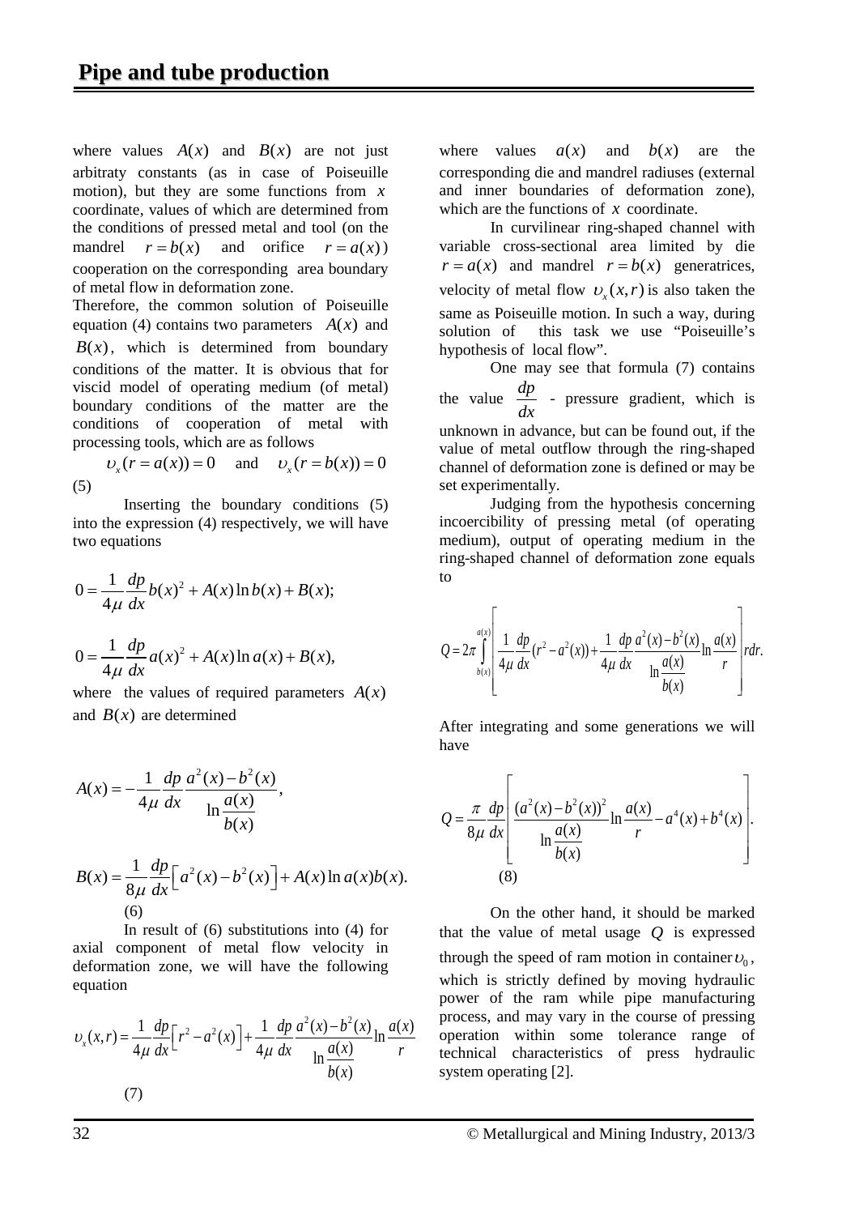where values $A(x)$ and $B(x)$ are not just arbitraty constants (as in case of Poiseuille motion), but they are some functions from $x$ coordinate, values of which are determined from the conditions of pressed metal and tool (on the mandrel $r = b(x)$ and orifice $r = a(x)$) cooperation on the corresponding area boundary of metal flow in deformation zone.

Therefore, the common solution of Poiseuille equation (4) contains two parameters $A(x)$ and $B(x)$, which is determined from boundary conditions of the matter. It is obvious that for viscid model of operating medium (of metal) boundary conditions of the matter are the conditions of cooperation of metal with processing tools, which are as follows

$$\upsilon_x(r = a(x)) = 0 \quad \text{and} \quad \upsilon_x(r = b(x)) = 0 \tag{5}$$

Inserting the boundary conditions (5) into the expression (4) respectively, we will have two equations

$$0 = \frac{1}{4\mu}\frac{dp}{dx}b(x)^2 + A(x)\ln b(x) + B(x);$$

$$0 = \frac{1}{4\mu}\frac{dp}{dx}a(x)^2 + A(x)\ln a(x) + B(x),$$

where the values of required parameters $A(x)$ and $B(x)$ are determined

$$A(x) = -\frac{1}{4\mu}\frac{dp}{dx}\frac{a^2(x) - b^2(x)}{\ln\frac{a(x)}{b(x)}},$$

$$B(x) = \frac{1}{8\mu}\frac{dp}{dx}\left[a^2(x) - b^2(x)\right] + A(x)\ln a(x)b(x). \tag{6}$$

In result of (6) substitutions into (4) for axial component of metal flow velocity in deformation zone, we will have the following equation

$$\upsilon_x(x,r) = \frac{1}{4\mu}\frac{dp}{dx}\left[r^2 - a^2(x)\right] + \frac{1}{4\mu}\frac{dp}{dx}\frac{a^2(x) - b^2(x)}{\ln\frac{a(x)}{b(x)}}\ln\frac{a(x)}{r} \tag{7}$$

where values $a(x)$ and $b(x)$ are the corresponding die and mandrel radiuses (external and inner boundaries of deformation zone), which are the functions of $x$ coordinate.

In curvilinear ring-shaped channel with variable cross-sectional area limited by die $r = a(x)$ and mandrel $r = b(x)$ generatrices, velocity of metal flow $\upsilon_x(x,r)$ is also taken the same as Poiseuille motion. In such a way, during solution of this task we use "Poiseuille's hypothesis of local flow".

One may see that formula (7) contains the value $\frac{dp}{dx}$ - pressure gradient, which is unknown in advance, but can be found out, if the value of metal outflow through the ring-shaped channel of deformation zone is defined or may be set experimentally.

Judging from the hypothesis concerning incoercibility of pressing metal (of operating medium), output of operating medium in the ring-shaped channel of deformation zone equals to

$$Q = 2\pi\int_{b(x)}^{a(x)}\left[\frac{1}{4\mu}\frac{dp}{dx}(r^2 - a^2(x)) + \frac{1}{4\mu}\frac{dp}{dx}\frac{a^2(x) - b^2(x)}{\ln\frac{a(x)}{b(x)}}\ln\frac{a(x)}{r}\right]rdr.$$

After integrating and some generations we will have

$$Q = \frac{\pi}{8\mu}\frac{dp}{dx}\left[\frac{(a^2(x) - b^2(x))^2}{\ln\frac{a(x)}{b(x)}}\ln\frac{a(x)}{r} - a^4(x) + b^4(x)\right]. \tag{8}$$

On the other hand, it should be marked that the value of metal usage $Q$ is expressed through the speed of ram motion in container $\upsilon_0$, which is strictly defined by moving hydraulic power of the ram while pipe manufacturing process, and may vary in the course of pressing operation within some tolerance range of technical characteristics of press hydraulic system operating [2].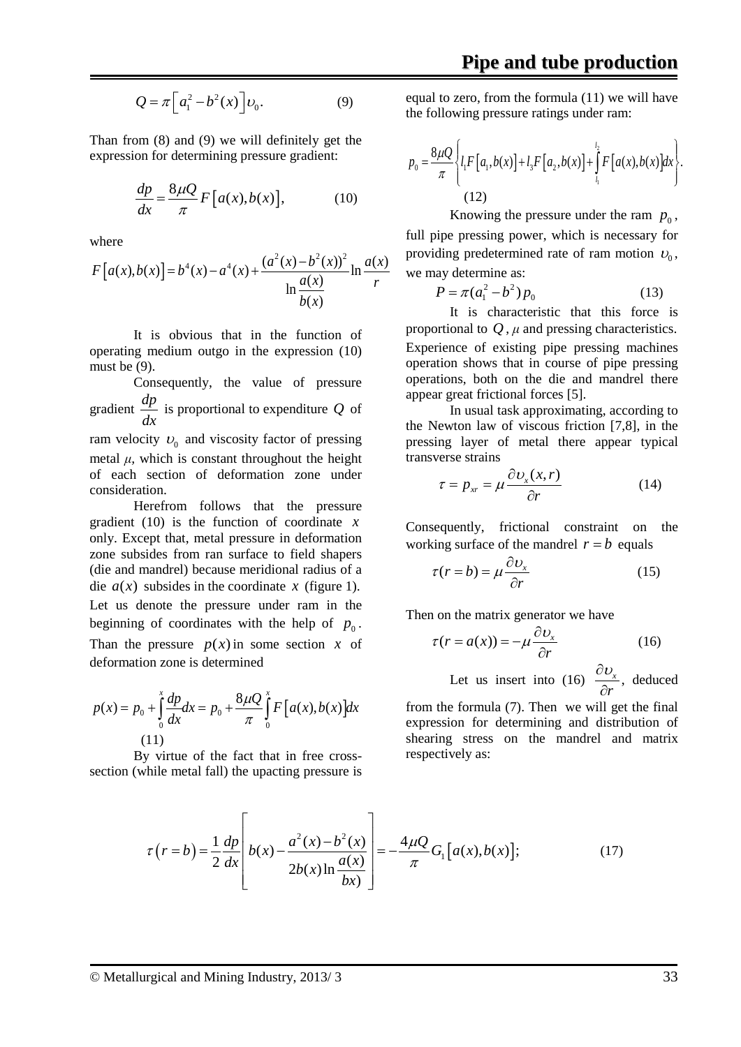$$Q = \pi \left[ a_1^2 - b^2(x) \right] \upsilon_0. \qquad (9)$$

Than from (8) and (9) we will definitely get the expression for determining pressure gradient:

$$\frac{dp}{dx} = \frac{8\mu Q}{\pi} F\left[a(x), b(x)\right], \qquad (10)$$

where

$$F\left[a(x), b(x)\right] = b^4(x) - a^4(x) + \frac{(a^2(x) - b^2(x))^2}{\ln \frac{a(x)}{b(x)}} \ln \frac{a(x)}{r}$$

It is obvious that in the function of operating medium outgo in the expression (10) must be (9).

Consequently, the value of pressure gradient $\frac{dp}{dx}$ is proportional to expenditure $Q$ of ram velocity $\upsilon_0$ and viscosity factor of pressing metal $\mu$, which is constant throughout the height of each section of deformation zone under consideration.

Herefrom follows that the pressure gradient (10) is the function of coordinate $x$ only. Except that, metal pressure in deformation zone subsides from ran surface to field shapers (die and mandrel) because meridional radius of a die $a(x)$ subsides in the coordinate $x$ (figure 1). Let us denote the pressure under ram in the beginning of coordinates with the help of $p_0$. Than the pressure $p(x)$ in some section $x$ of deformation zone is determined

$$p(x) = p_0 + \int_0^x \frac{dp}{dx} dx = p_0 + \frac{8\mu Q}{\pi} \int_0^x F\left[a(x), b(x)\right] dx \qquad (11)$$

By virtue of the fact that in free cross-section (while metal fall) the upacting pressure is equal to zero, from the formula (11) we will have the following pressure ratings under ram:

$$p_0 = \frac{8\mu Q}{\pi} \left\{ l_1 F\left[a_1, b(x)\right] + l_3 F\left[a_2, b(x)\right] + \int_{l_1}^{l_2} F\left[a(x), b(x)\right] dx \right\}. \qquad (12)$$

Knowing the pressure under the ram $p_0$, full pipe pressing power, which is necessary for providing predetermined rate of ram motion $\upsilon_0$, we may determine as:

$$P = \pi (a_1^2 - b^2) p_0 \qquad (13)$$

It is characteristic that this force is proportional to $Q$, $\mu$ and pressing characteristics. Experience of existing pipe pressing machines operation shows that in course of pipe pressing operations, both on the die and mandrel there appear great frictional forces [5].

In usual task approximating, according to the Newton law of viscous friction [7,8], in the pressing layer of metal there appear typical transverse strains

$$\tau = p_{xr} = \mu \frac{\partial \upsilon_x(x, r)}{\partial r} \qquad (14)$$

Consequently, frictional constraint on the working surface of the mandrel $r = b$ equals

$$\tau(r = b) = \mu \frac{\partial \upsilon_x}{\partial r} \qquad (15)$$

Then on the matrix generator we have

$$\tau(r = a(x)) = -\mu \frac{\partial \upsilon_x}{\partial r} \qquad (16)$$

Let us insert into (16) $\frac{\partial \upsilon_x}{\partial r}$, deduced from the formula (7). Then we will get the final expression for determining and distribution of shearing stress on the mandrel and matrix respectively as:

$$\tau\left(r = b\right) = \frac{1}{2} \frac{dp}{dx} \left[ b(x) - \frac{a^2(x) - b^2(x)}{2b(x) \ln \frac{a(x)}{bx)}} \right] = -\frac{4\mu Q}{\pi} G_1\left[a(x), b(x)\right]; \qquad (17)$$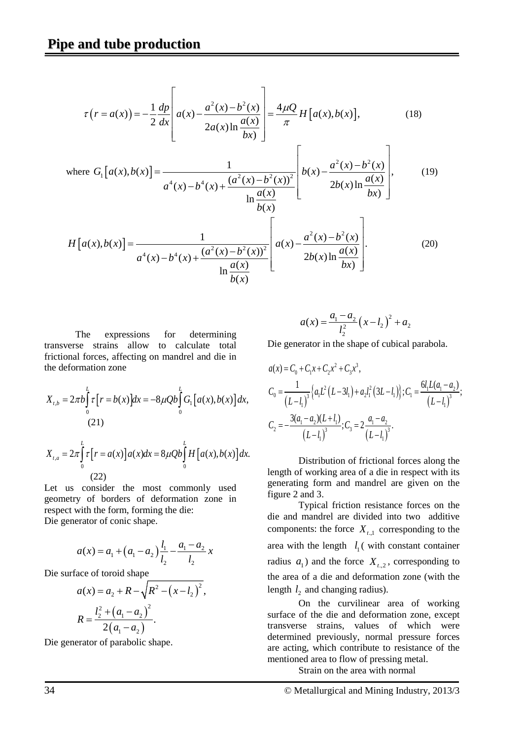# Pipe and tube production

$$\tau\left(r=a(x)\right)=-\frac{1}{2}\frac{dp}{dx}\left[a(x)-\frac{a^2(x)-b^2(x)}{2a(x)\ln\frac{a(x)}{bx)}}\right]=\frac{4\mu Q}{\pi}H\left[a(x),b(x)\right], \qquad (18)$$

where $$G_1\left[a(x),b(x)\right]=\frac{1}{a^4(x)-b^4(x)+\frac{(a^2(x)-b^2(x))^2}{\ln\frac{a(x)}{b(x)}}}\left[b(x)-\frac{a^2(x)-b^2(x)}{2b(x)\ln\frac{a(x)}{bx)}}\right], \qquad (19)$$

$$H\left[a(x),b(x)\right]=\frac{1}{a^4(x)-b^4(x)+\frac{(a^2(x)-b^2(x))^2}{\ln\frac{a(x)}{b(x)}}}\left[a(x)-\frac{a^2(x)-b^2(x)}{2b(x)\ln\frac{a(x)}{bx)}}\right]. \qquad (20)$$

The expressions for determining transverse strains allow to calculate total frictional forces, affecting on mandrel and die in the deformation zone

$$X_{t,b}=2\pi b\int_0^L \tau\left[r=b(x)\right]dx=-8\mu Qb\int_0^L G_1\left[a(x),b(x)\right]dx, \qquad (21)$$

$$X_{t,a}=2\pi\int_0^L \tau\left[r=a(x)\right]a(x)dx=8\mu Qb\int_0^L H\left[a(x),b(x)\right]dx. \qquad (22)$$

Let us consider the most commonly used geometry of borders of deformation zone in respect with the form, forming the die:

Die generator of conic shape.

$$a(x)=a_1+\left(a_1-a_2\right)\frac{l_1}{l_2}-\frac{a_1-a_2}{l_2}x$$

Die surface of toroid shape

$$a(x)=a_2+R-\sqrt{R^2-\left(x-l_2\right)^2},$$

$$R=\frac{l_2^2+\left(a_1-a_2\right)^2}{2\left(a_1-a_2\right)}.$$

Die generator of parabolic shape.

$$a(x)=\frac{a_1-a_2}{l_2^2}\left(x-l_2\right)^2+a_2$$

Die generator in the shape of cubical parabola.

$$a(x)=C_0+C_1x+C_2x^2+C_3x^3,$$

$$C_0=\frac{1}{\left(L-l_1\right)^3}\left\{a_1L^2\left(L-3l_1\right)+a_2l_1^2\left(3L-l_1\right)\right\};C_1=\frac{6l_1L(a_1-a_2)}{\left(L-l_1\right)^3};$$

$$C_2=-\frac{3(a_1-a_2)(L+l_1)}{\left(L-l_1\right)^3};C_3=2\frac{a_1-a_2}{\left(L-l_1\right)^3}.$$

Distribution of frictional forces along the length of working area of a die in respect with its generating form and mandrel are given on the figure 2 and 3.

Typical friction resistance forces on the die and mandrel are divided into two additive components: the force $X_{t.,1}$ corresponding to the area with the length $l_1$ ( with constant container radius $a_1$) and the force $X_{t.,2}$, corresponding to the area of a die and deformation zone (with the length $l_2$ and changing radius).

On the curvilinear area of working surface of the die and deformation zone, except transverse strains, values of which were determined previously, normal pressure forces are acting, which contribute to resistance of the mentioned area to flow of pressing metal.

Strain on the area with normal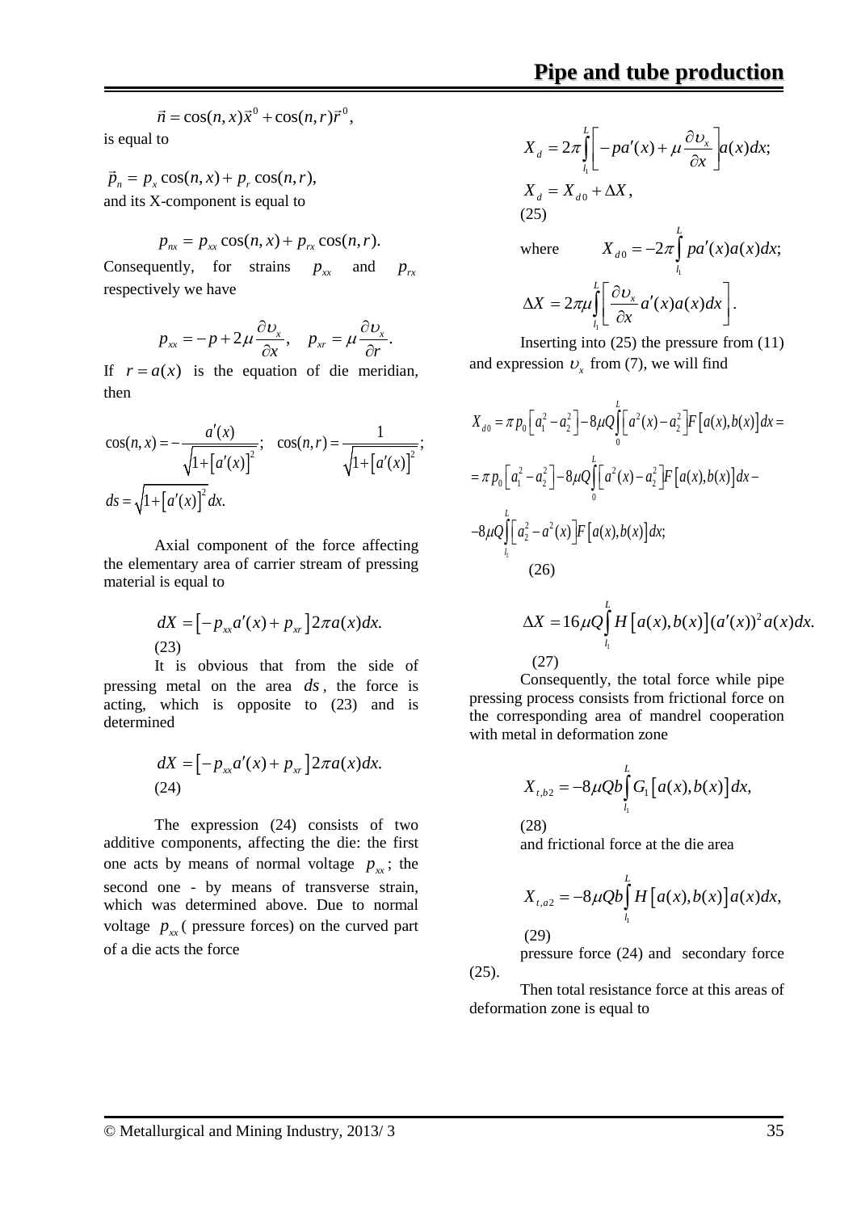$$\vec{n} = \cos(n,x)\vec{x}^0 + \cos(n,r)\vec{r}^0,$$

is equal to

$$\vec{p}_n = p_x \cos(n,x) + p_r \cos(n,r),$$

and its X-component is equal to

$$p_{nx} = p_{xx}\cos(n,x) + p_{rx}\cos(n,r).$$

Consequently, for strains $p_{xx}$ and $p_{rx}$ respectively we have

$$p_{xx} = -p + 2\mu\frac{\partial \upsilon_x}{\partial x}, \quad p_{xr} = \mu\frac{\partial \upsilon_x}{\partial r}.$$

If $r = a(x)$ is the equation of die meridian, then

$$\cos(n,x) = -\frac{a'(x)}{\sqrt{1+\left[a'(x)\right]^2}}; \quad \cos(n,r) = \frac{1}{\sqrt{1+\left[a'(x)\right]^2}};$$

$$ds = \sqrt{1+\left[a'(x)\right]^2}\,dx.$$

Axial component of the force affecting the elementary area of carrier stream of pressing material is equal to

$$dX = \left[-p_{xx}a'(x) + p_{xr}\right]2\pi a(x)dx. \quad (23)$$

It is obvious that from the side of pressing metal on the area $ds$, the force is acting, which is opposite to (23) and is determined

$$dX = \left[-p_{xx}a'(x) + p_{xr}\right]2\pi a(x)dx. \quad (24)$$

The expression (24) consists of two additive components, affecting the die: the first one acts by means of normal voltage $p_{xx}$; the second one - by means of transverse strain, which was determined above. Due to normal voltage $p_{xx}$ ( pressure forces) on the curved part of a die acts the force

$$X_d = 2\pi\int_{l_1}^{L}\left[-pa'(x) + \mu\frac{\partial \upsilon_x}{\partial x}\right]a(x)dx;$$

$$X_d = X_{d0} + \Delta X, \quad (25)$$

where $X_{d0} = -2\pi\int_{l_1}^{L} pa'(x)a(x)dx;$

$$\Delta X = 2\pi\mu\int_{l_1}^{L}\left[\frac{\partial \upsilon_x}{\partial x}a'(x)a(x)dx\right].$$

Inserting into (25) the pressure from (11) and expression $\upsilon_x$ from (7), we will find

$$X_{d0} = \pi p_0\left[a_1^2 - a_2^2\right] - 8\mu Q\int_0^L\left[a^2(x) - a_2^2\right]F\left[a(x),b(x)\right]dx =$$

$$= \pi p_0\left[a_1^2 - a_2^2\right] - 8\mu Q\int_0^L\left[a^2(x) - a_2^2\right]F\left[a(x),b(x)\right]dx -$$

$$-8\mu Q\int_{l_1}^{L}\left[a_2^2 - a^2(x)\right]F\left[a(x),b(x)\right]dx; \quad (26)$$

$$\Delta X = 16\mu Q\int_{l_1}^{L} H\left[a(x),b(x)\right](a'(x))^2 a(x)dx. \quad (27)$$

Consequently, the total force while pipe pressing process consists from frictional force on the corresponding area of mandrel cooperation with metal in deformation zone

$$X_{t,b2} = -8\mu Qb\int_{l_1}^{L} G_1\left[a(x),b(x)\right]dx, \quad (28)$$

and frictional force at the die area

$$X_{t,a2} = -8\mu Qb\int_{l_1}^{L} H\left[a(x),b(x)\right]a(x)dx, \quad (29)$$

pressure force (24) and secondary force (25).

Then total resistance force at this areas of deformation zone is equal to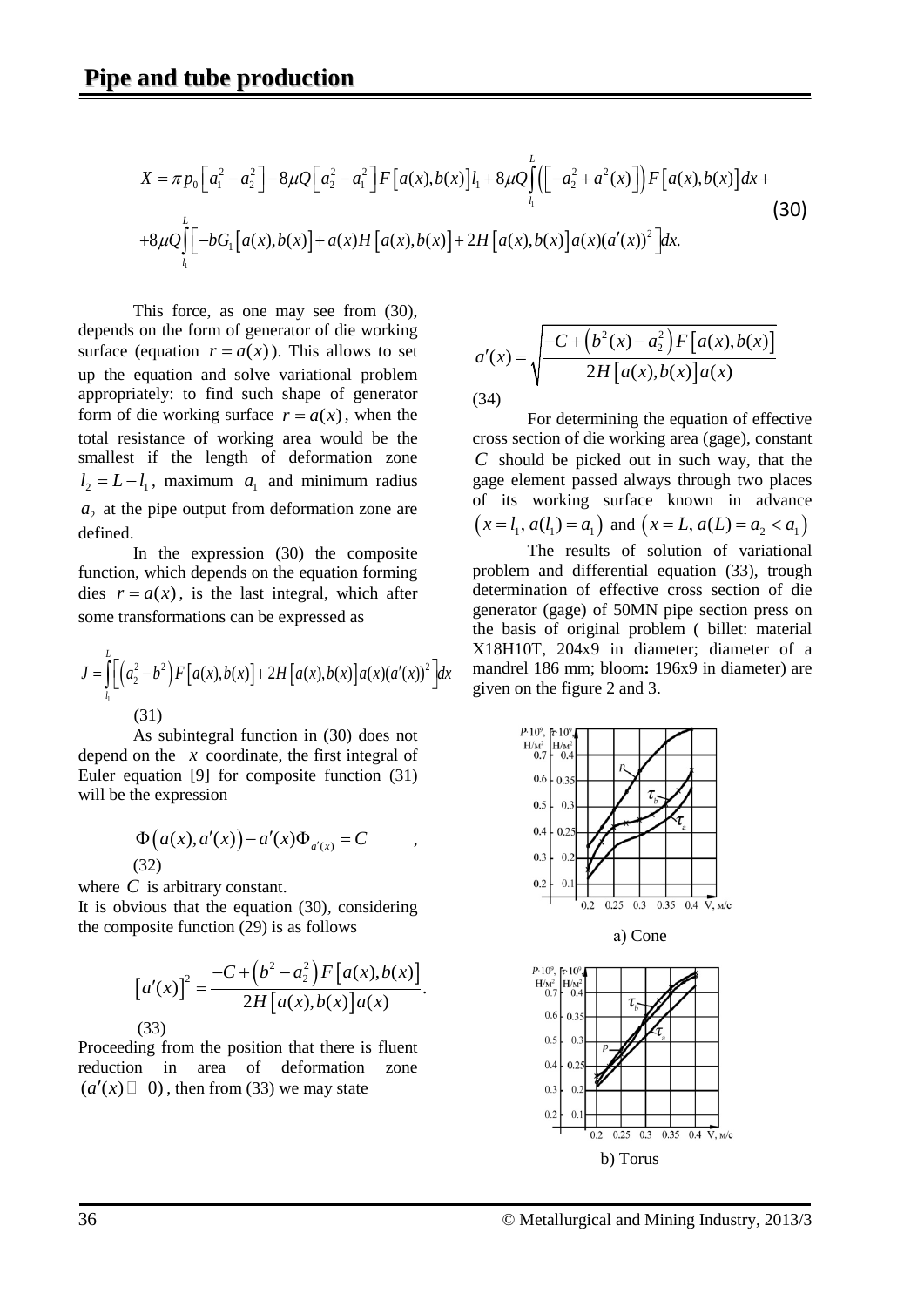$$X = \pi p_0 \left[ a_1^2 - a_2^2 \right] - 8\mu Q \left[ a_2^2 - a_1^2 \right] F\left[a(x), b(x)\right] l_1 + 8\mu Q \int_{l_1}^{L} \left( \left[ -a_2^2 + a^2(x) \right] \right) F\left[a(x), b(x)\right] dx +$$
$$+ 8\mu Q \int_{l_1}^{L} \left[ -bG_1\left[a(x), b(x)\right] + a(x) H\left[a(x), b(x)\right] + 2H\left[a(x), b(x)\right] a(x) (a'(x))^2 \right] dx. \quad (30)$$

This force, as one may see from (30), depends on the form of generator of die working surface (equation $r = a(x)$). This allows to set up the equation and solve variational problem appropriately: to find such shape of generator form of die working surface $r = a(x)$, when the total resistance of working area would be the smallest if the length of deformation zone $l_2 = L - l_1$, maximum $a_1$ and minimum radius $a_2$ at the pipe output from deformation zone are defined.

In the expression (30) the composite function, which depends on the equation forming dies $r = a(x)$, is the last integral, which after some transformations can be expressed as

$$J = \int_{l_1}^{L} \left[ \left( a_2^2 - b^2 \right) F\left[a(x), b(x)\right] + 2H\left[a(x), b(x)\right] a(x) (a'(x))^2 \right] dx \quad (31)$$

As subintegral function in (30) does not depend on the $x$ coordinate, the first integral of Euler equation [9] for composite function (31) will be the expression

$$\Phi\left(a(x), a'(x)\right) - a'(x) \Phi_{a'(x)} = C \quad , \quad (32)$$

where $C$ is arbitrary constant.

It is obvious that the equation (30), considering the composite function (29) is as follows

$$\left[a'(x)\right]^2 = \frac{-C + \left(b^2 - a_2^2\right) F\left[a(x), b(x)\right]}{2H\left[a(x), b(x)\right] a(x)}. \quad (33)$$

Proceeding from the position that there is fluent reduction in area of deformation zone $(a'(x) \geq 0)$, then from (33) we may state

$$a'(x) = \sqrt{\frac{-C + \left(b^2(x) - a_2^2\right) F\left[a(x), b(x)\right]}{2H\left[a(x), b(x)\right] a(x)}} \quad (34)$$

For determining the equation of effective cross section of die working area (gage), constant $C$ should be picked out in such way, that the gage element passed always through two places of its working surface known in advance $\left(x = l_1, a(l_1) = a_1\right)$ and $\left(x = L, a(L) = a_2 < a_1\right)$

The results of solution of variational problem and differential equation (33), trough determination of effective cross section of die generator (gage) of 50MN pipe section press on the basis of original problem ( billet: material X18H10T, 204x9 in diameter; diameter of a mandrel 186 mm; bloom**:** 196x9 in diameter) are given on the figure 2 and 3.

a) Cone

b) Torus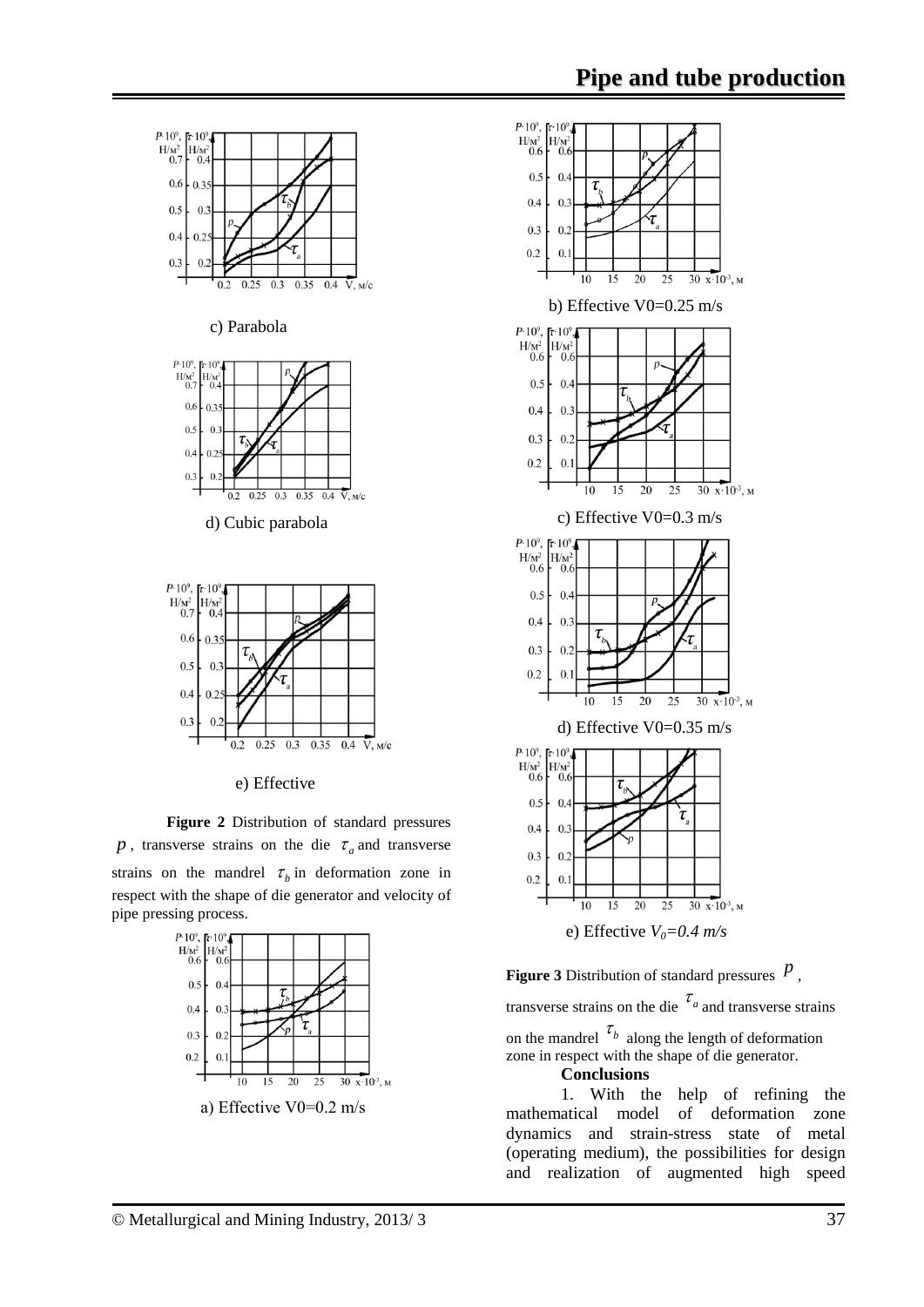c) Parabola

d) Cubic parabola

e) Effective

**Figure 2** Distribution of standard pressures $p$, transverse strains on the die $\tau_a$ and transverse strains on the mandrel $\tau_b$ in deformation zone in respect with the shape of die generator and velocity of pipe pressing process.

a) Effective V0=0.2 m/s

b) Effective V0=0.25 m/s

c) Effective V0=0.3 m/s

d) Effective V0=0.35 m/s

e) Effective $V_0$=0.4 m/s

**Figure 3** Distribution of standard pressures $p$, transverse strains on the die $\tau_a$ and transverse strains on the mandrel $\tau_b$ along the length of deformation zone in respect with the shape of die generator.

### Conclusions

1. With the help of refining the mathematical model of deformation zone dynamics and strain-stress state of metal (operating medium), the possibilities for design and realization of augmented high speed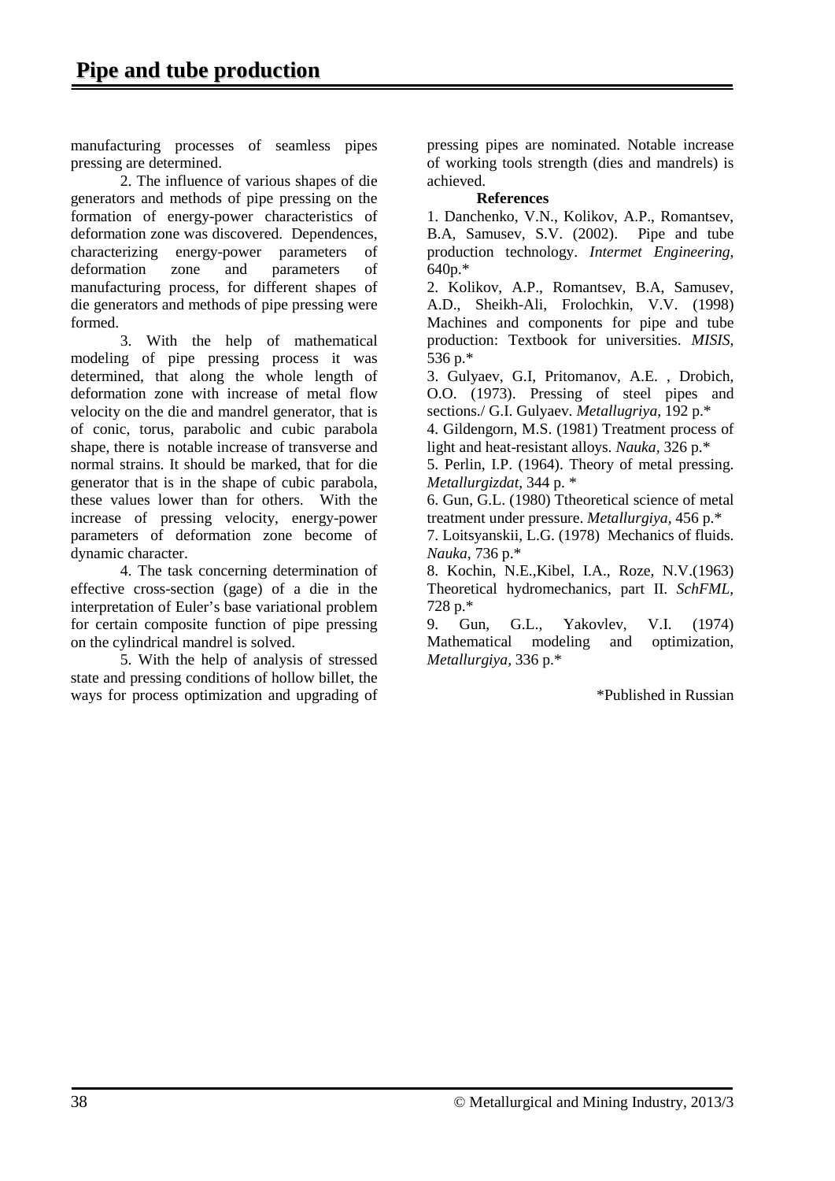manufacturing processes of seamless pipes pressing are determined.

2. The influence of various shapes of die generators and methods of pipe pressing on the formation of energy-power characteristics of deformation zone was discovered. Dependences, characterizing energy-power parameters of deformation zone and parameters of manufacturing process, for different shapes of die generators and methods of pipe pressing were formed.

3. With the help of mathematical modeling of pipe pressing process it was determined, that along the whole length of deformation zone with increase of metal flow velocity on the die and mandrel generator, that is of conic, torus, parabolic and cubic parabola shape, there is notable increase of transverse and normal strains. It should be marked, that for die generator that is in the shape of cubic parabola, these values lower than for others. With the increase of pressing velocity, energy-power parameters of deformation zone become of dynamic character.

4. The task concerning determination of effective cross-section (gage) of a die in the interpretation of Euler's base variational problem for certain composite function of pipe pressing on the cylindrical mandrel is solved.

5. With the help of analysis of stressed state and pressing conditions of hollow billet, the ways for process optimization and upgrading of pressing pipes are nominated. Notable increase of working tools strength (dies and mandrels) is achieved.

**References**

1. Danchenko, V.N., Kolikov, A.P., Romantsev, B.A, Samusev, S.V. (2002). Pipe and tube production technology. *Intermet Engineering*, 640p.*

2. Kolikov, A.P., Romantsev, B.A, Samusev, A.D., Sheikh-Ali, Frolochkin, V.V. (1998) Machines and components for pipe and tube production: Textbook for universities. *MISIS*, 536 p.*

3. Gulyaev, G.I, Pritomanov, A.E. , Drobich, O.O. (1973). Pressing of steel pipes and sections./ G.I. Gulyaev. *Metallugriya*, 192 p.*

4. Gildengorn, M.S. (1981) Treatment process of light and heat-resistant alloys. *Nauka*, 326 p.*

5. Perlin, I.P. (1964). Theory of metal pressing. *Metallurgizdat*, 344 p. *

6. Gun, G.L. (1980) Ttheoretical science of metal treatment under pressure. *Metallurgiya*, 456 p.*

7. Loitsyanskii, L.G. (1978) Mechanics of fluids. *Nauka*, 736 p.*

8. Kochin, N.E.,Kibel, I.A., Roze, N.V.(1963) Theoretical hydromechanics, part II. *SchFML*, 728 p.*

9. Gun, G.L., Yakovlev, V.I. (1974) Mathematical modeling and optimization, *Metallurgiya*, 336 p.*

*Published in Russian